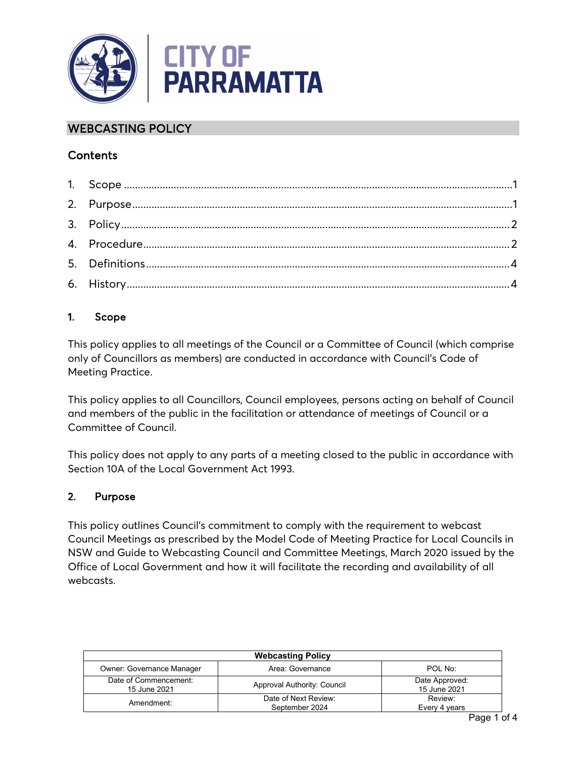# WEBCASTING POLICY

## Contents

1. Scope ........................................................................................................................1
2. Purpose......................................................................................................................1
3. Policy.........................................................................................................................2
4. Procedure..................................................................................................................2
5. Definitions..................................................................................................................4
6. History.......................................................................................................................4

## 1. Scope

This policy applies to all meetings of the Council or a Committee of Council (which comprise only of Councillors as members) are conducted in accordance with Council's Code of Meeting Practice.

This policy applies to all Councillors, Council employees, persons acting on behalf of Council and members of the public in the facilitation or attendance of meetings of Council or a Committee of Council.

This policy does not apply to any parts of a meeting closed to the public in accordance with Section 10A of the Local Government Act 1993.

## 2. Purpose

This policy outlines Council's commitment to comply with the requirement to webcast Council Meetings as prescribed by the Model Code of Meeting Practice for Local Councils in NSW and Guide to Webcasting Council and Committee Meetings, March 2020 issued by the Office of Local Government and how it will facilitate the recording and availability of all webcasts.

| Webcasting Policy | | |
|---|---|---|
| Owner: Governance Manager | Area: Governance | POL No: |
| Date of Commencement: 15 June 2021 | Approval Authority: Council | Date Approved: 15 June 2021 |
| Amendment: | Date of Next Review: September 2024 | Review: Every 4 years |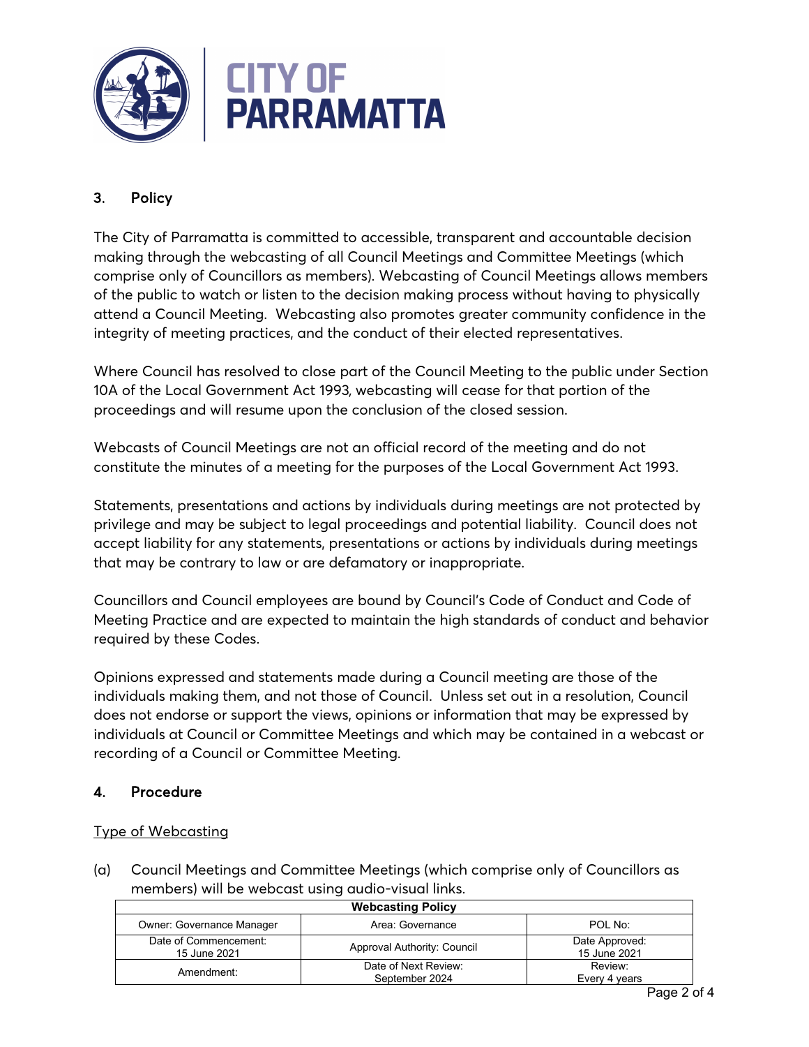## 3. Policy

The City of Parramatta is committed to accessible, transparent and accountable decision making through the webcasting of all Council Meetings and Committee Meetings (which comprise only of Councillors as members). Webcasting of Council Meetings allows members of the public to watch or listen to the decision making process without having to physically attend a Council Meeting. Webcasting also promotes greater community confidence in the integrity of meeting practices, and the conduct of their elected representatives.

Where Council has resolved to close part of the Council Meeting to the public under Section 10A of the Local Government Act 1993, webcasting will cease for that portion of the proceedings and will resume upon the conclusion of the closed session.

Webcasts of Council Meetings are not an official record of the meeting and do not constitute the minutes of a meeting for the purposes of the Local Government Act 1993.

Statements, presentations and actions by individuals during meetings are not protected by privilege and may be subject to legal proceedings and potential liability. Council does not accept liability for any statements, presentations or actions by individuals during meetings that may be contrary to law or are defamatory or inappropriate.

Councillors and Council employees are bound by Council's Code of Conduct and Code of Meeting Practice and are expected to maintain the high standards of conduct and behavior required by these Codes.

Opinions expressed and statements made during a Council meeting are those of the individuals making them, and not those of Council. Unless set out in a resolution, Council does not endorse or support the views, opinions or information that may be expressed by individuals at Council or Committee Meetings and which may be contained in a webcast or recording of a Council or Committee Meeting.

## 4. Procedure

Type of Webcasting

(a) Council Meetings and Committee Meetings (which comprise only of Councillors as members) will be webcast using audio-visual links.

| Webcasting Policy | | |
|---|---|---|
| Owner: Governance Manager | Area: Governance | POL No: |
| Date of Commencement: 15 June 2021 | Approval Authority: Council | Date Approved: 15 June 2021 |
| Amendment: | Date of Next Review: September 2024 | Review: Every 4 years |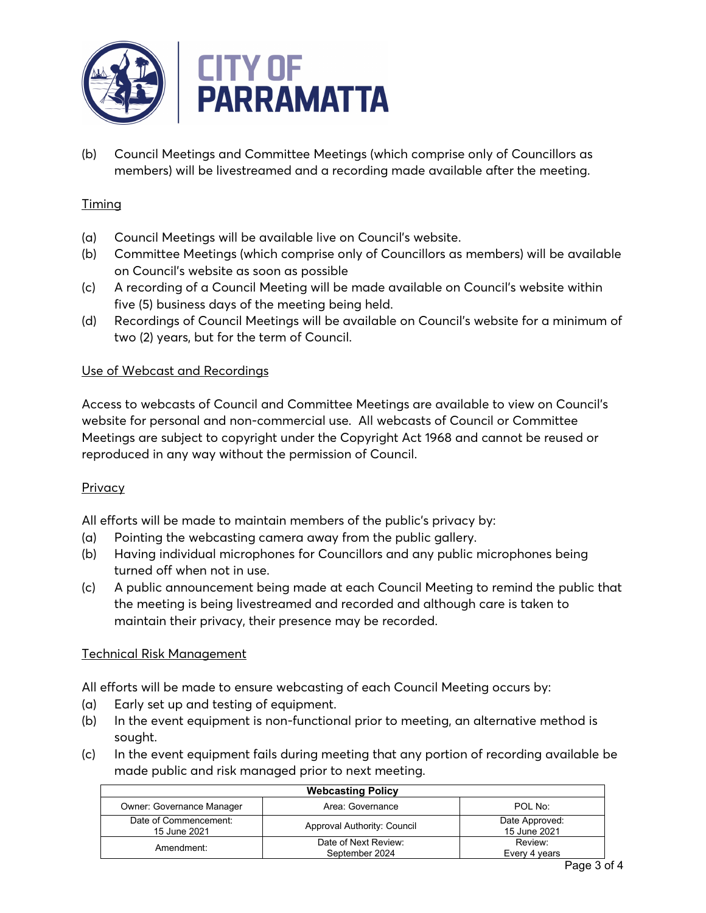(b) Council Meetings and Committee Meetings (which comprise only of Councillors as members) will be livestreamed and a recording made available after the meeting.

<u>Timing</u>

(a) Council Meetings will be available live on Council's website.
(b) Committee Meetings (which comprise only of Councillors as members) will be available on Council's website as soon as possible
(c) A recording of a Council Meeting will be made available on Council's website within five (5) business days of the meeting being held.
(d) Recordings of Council Meetings will be available on Council's website for a minimum of two (2) years, but for the term of Council.

<u>Use of Webcast and Recordings</u>

Access to webcasts of Council and Committee Meetings are available to view on Council's website for personal and non-commercial use. All webcasts of Council or Committee Meetings are subject to copyright under the Copyright Act 1968 and cannot be reused or reproduced in any way without the permission of Council.

<u>Privacy</u>

All efforts will be made to maintain members of the public's privacy by:
(a) Pointing the webcasting camera away from the public gallery.
(b) Having individual microphones for Councillors and any public microphones being turned off when not in use.
(c) A public announcement being made at each Council Meeting to remind the public that the meeting is being livestreamed and recorded and although care is taken to maintain their privacy, their presence may be recorded.

<u>Technical Risk Management</u>

All efforts will be made to ensure webcasting of each Council Meeting occurs by:
(a) Early set up and testing of equipment.
(b) In the event equipment is non-functional prior to meeting, an alternative method is sought.
(c) In the event equipment fails during meeting that any portion of recording available be made public and risk managed prior to next meeting.

| **Webcasting Policy** | | |
|---|---|---|
| Owner: Governance Manager | Area: Governance | POL No: |
| Date of Commencement: 15 June 2021 | Approval Authority: Council | Date Approved: 15 June 2021 |
| Amendment: | Date of Next Review: September 2024 | Review: Every 4 years |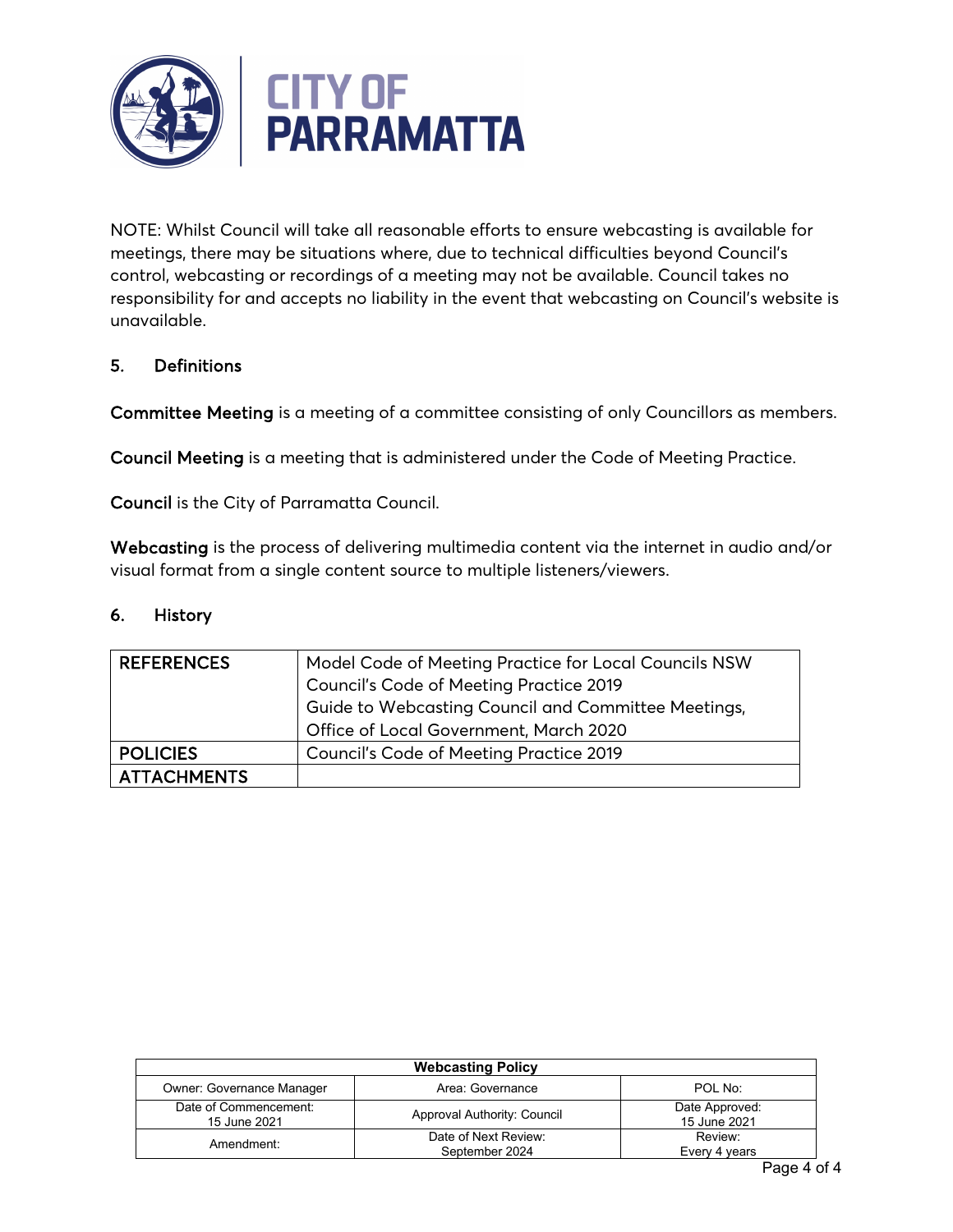NOTE: Whilst Council will take all reasonable efforts to ensure webcasting is available for meetings, there may be situations where, due to technical difficulties beyond Council's control, webcasting or recordings of a meeting may not be available. Council takes no responsibility for and accepts no liability in the event that webcasting on Council's website is unavailable.

## 5. Definitions

**Committee Meeting** is a meeting of a committee consisting of only Councillors as members.

**Council Meeting** is a meeting that is administered under the Code of Meeting Practice.

**Council** is the City of Parramatta Council.

**Webcasting** is the process of delivering multimedia content via the internet in audio and/or visual format from a single content source to multiple listeners/viewers.

## 6. History

| | |
|---|---|
| REFERENCES | Model Code of Meeting Practice for Local Councils NSW<br>Council's Code of Meeting Practice 2019<br>Guide to Webcasting Council and Committee Meetings, Office of Local Government, March 2020 |
| POLICIES | Council's Code of Meeting Practice 2019 |
| ATTACHMENTS | |

| Webcasting Policy | | |
|---|---|---|
| Owner: Governance Manager | Area: Governance | POL No: |
| Date of Commencement: 15 June 2021 | Approval Authority: Council | Date Approved: 15 June 2021 |
| Amendment: | Date of Next Review: September 2024 | Review: Every 4 years |